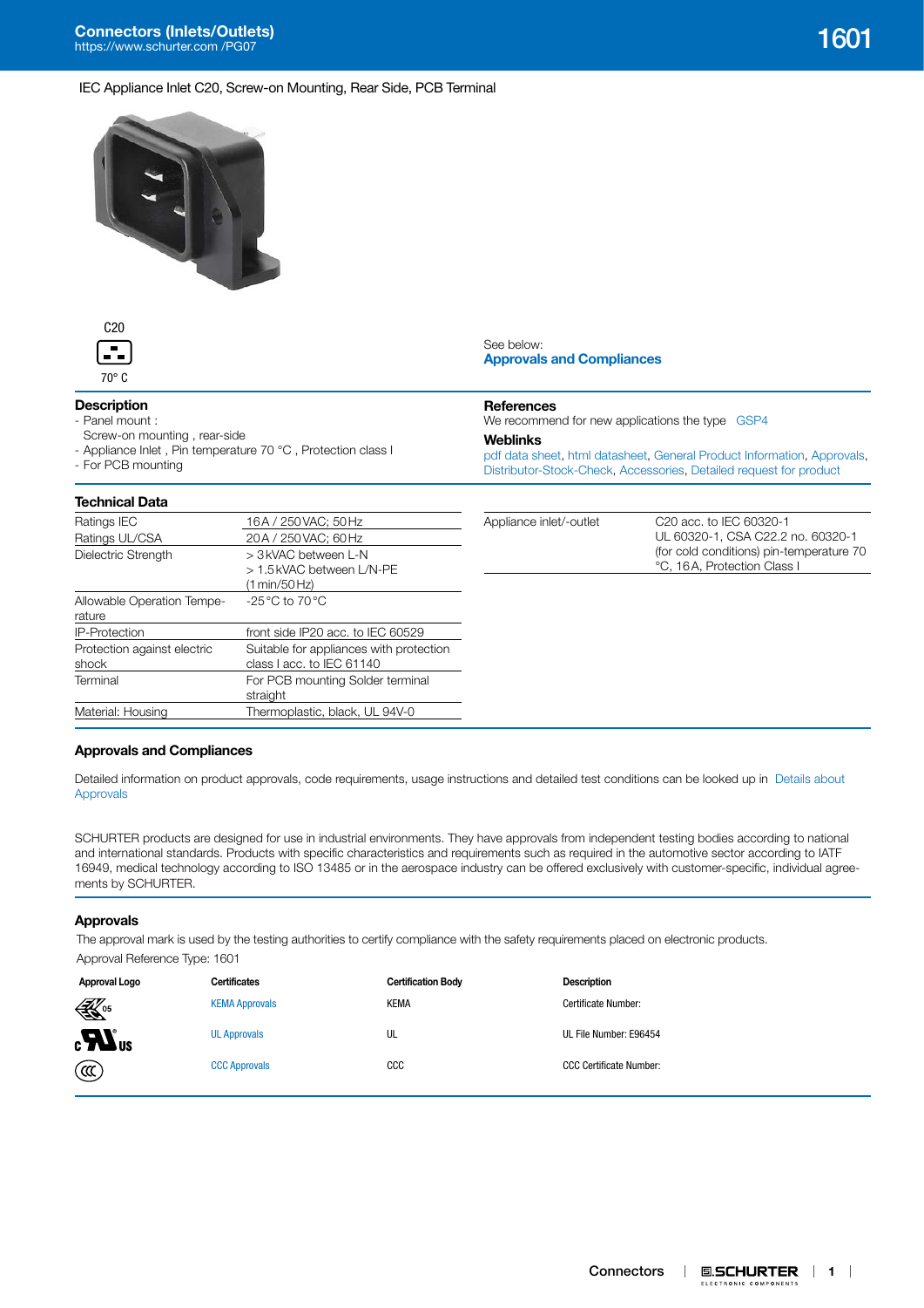# IEC Appliance Inlet C20, Screw-on Mounting, Rear Side, PCB Terminal

C20

70° C

See below:
**Approvals and Compliances**

## Description

- Panel mount :
  Screw-on mounting , rear-side
- Appliance Inlet , Pin temperature 70 °C , Protection class I
- For PCB mounting

## References

We recommend for new applications the type GSP4

## Weblinks

pdf data sheet, html datasheet, General Product Information, Approvals, Distributor-Stock-Check, Accessories, Detailed request for product

## Technical Data

| | |
|---|---|
| Ratings IEC | 16 A / 250 VAC; 50 Hz |
| Ratings UL/CSA | 20 A / 250 VAC; 60 Hz |
| Dielectric Strength | > 3 kVAC between L-N<br>> 1.5 kVAC between L/N-PE<br>(1 min/50 Hz) |
| Allowable Operation Temperature | -25 °C to 70 °C |
| IP-Protection | front side IP20 acc. to IEC 60529 |
| Protection against electric shock | Suitable for appliances with protection class I acc. to IEC 61140 |
| Terminal | For PCB mounting Solder terminal straight |
| Material: Housing | Thermoplastic, black, UL 94V-0 |

| | |
|---|---|
| Appliance inlet/-outlet | C20 acc. to IEC 60320-1<br>UL 60320-1, CSA C22.2 no. 60320-1<br>(for cold conditions) pin-temperature 70 °C, 16 A, Protection Class I |

## Approvals and Compliances

Detailed information on product approvals, code requirements, usage instructions and detailed test conditions can be looked up in Details about Approvals

SCHURTER products are designed for use in industrial environments. They have approvals from independent testing bodies according to national and international standards. Products with specific characteristics and requirements such as required in the automotive sector according to IATF 16949, medical technology according to ISO 13485 or in the aerospace industry can be offered exclusively with customer-specific, individual agreements by SCHURTER.

### Approvals

The approval mark is used by the testing authorities to certify compliance with the safety requirements placed on electronic products.

Approval Reference Type: 1601

| Approval Logo | Certificates | Certification Body | Description |
|---|---|---|---|
| KEMA 05 | KEMA Approvals | KEMA | Certificate Number: |
| cULus | UL Approvals | UL | UL File Number: E96454 |
| CCC | CCC Approvals | CCC | CCC Certificate Number: |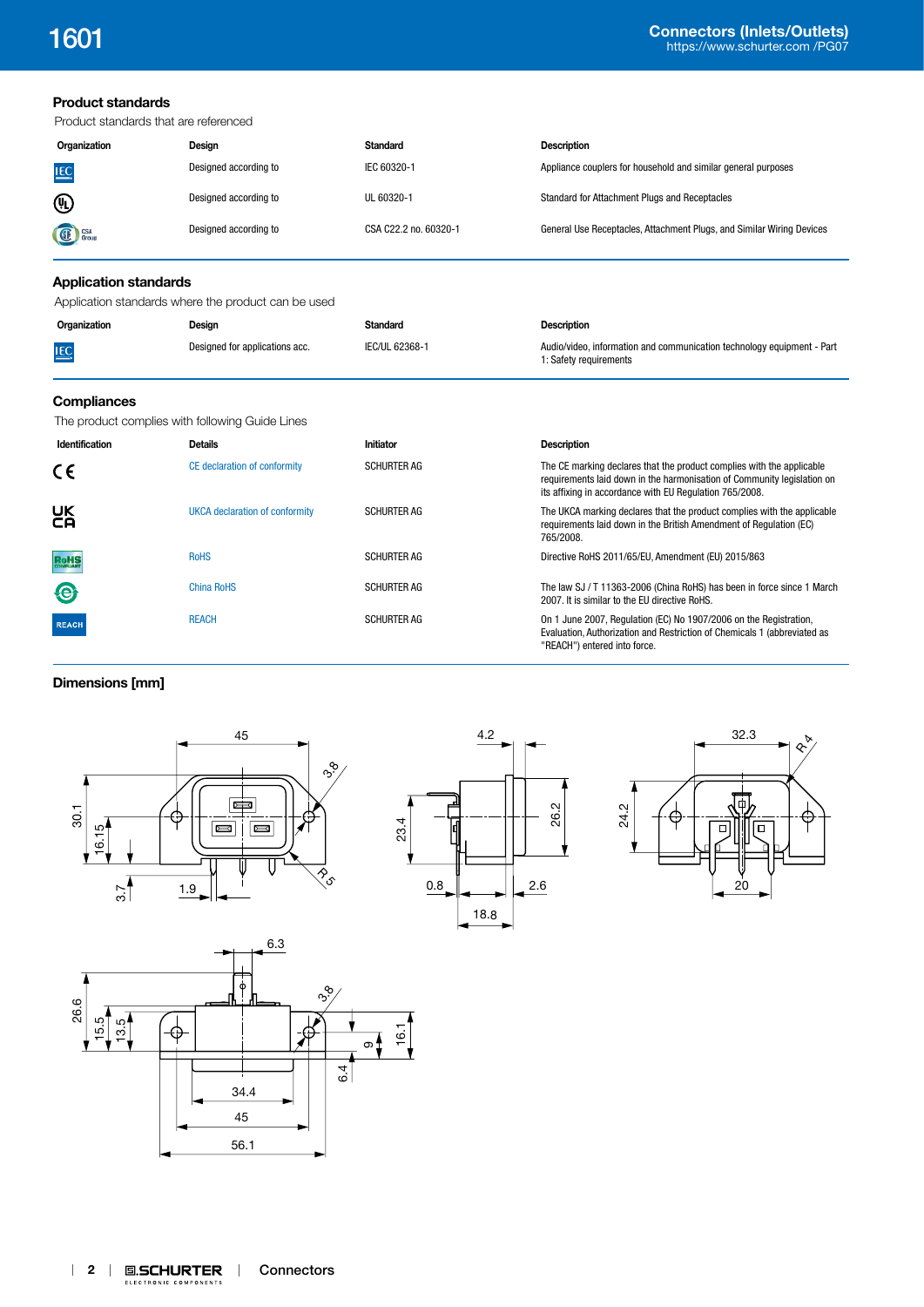## Product standards

Product standards that are referenced

| Organization | Design | Standard | Description |
|---|---|---|---|
| IEC | Designed according to | IEC 60320-1 | Appliance couplers for household and similar general purposes |
| UL | Designed according to | UL 60320-1 | Standard for Attachment Plugs and Receptacles |
| CSA Group | Designed according to | CSA C22.2 no. 60320-1 | General Use Receptacles, Attachment Plugs, and Similar Wiring Devices |

## Application standards

Application standards where the product can be used

| Organization | Design | Standard | Description |
|---|---|---|---|
| IEC | Designed for applications acc. | IEC/UL 62368-1 | Audio/video, information and communication technology equipment - Part 1: Safety requirements |

## Compliances

The product complies with following Guide Lines

| Identification | Details | Initiator | Description |
|---|---|---|---|
| CE | CE declaration of conformity | SCHURTER AG | The CE marking declares that the product complies with the applicable requirements laid down in the harmonisation of Community legislation on its affixing in accordance with EU Regulation 765/2008. |
| UKCA | UKCA declaration of conformity | SCHURTER AG | The UKCA marking declares that the product complies with the applicable requirements laid down in the British Amendment of Regulation (EC) 765/2008. |
| RoHS | RoHS | SCHURTER AG | Directive RoHS 2011/65/EU, Amendment (EU) 2015/863 |
| China RoHS | China RoHS | SCHURTER AG | The law SJ / T 11363-2006 (China RoHS) has been in force since 1 March 2007. It is similar to the EU directive RoHS. |
| REACH | REACH | SCHURTER AG | On 1 June 2007, Regulation (EC) No 1907/2006 on the Registration, Evaluation, Authorization and Restriction of Chemicals 1 (abbreviated as "REACH") entered into force. |

## Dimensions [mm]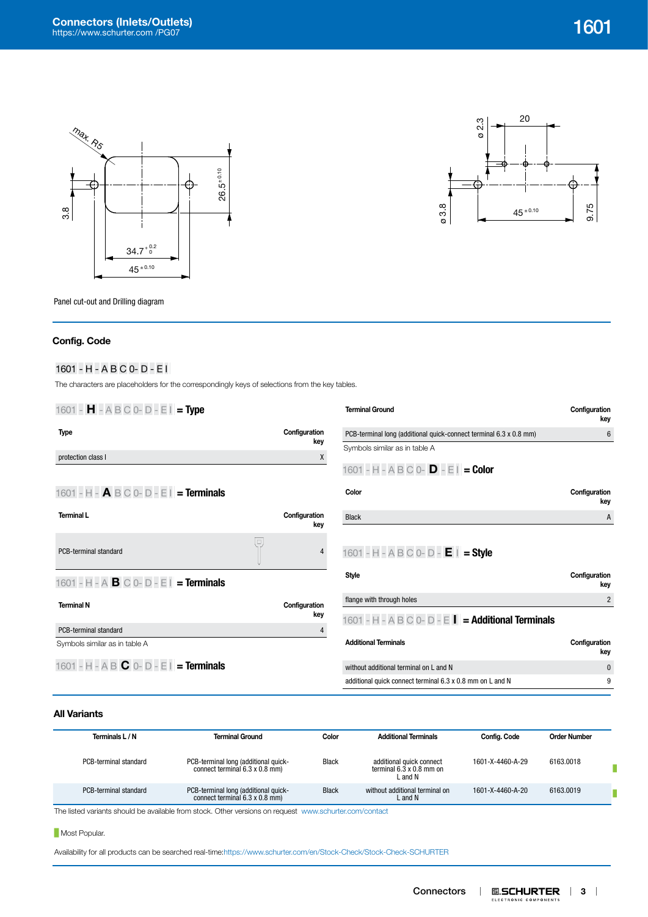Panel cut-out and Drilling diagram

## Config. Code

1601 - H - A B C 0- D - E I

The characters are placeholders for the correspondingly keys of selections from the key tables.

### 1601 - H - A B C 0- D - E I = Type

| Type | Configuration key |
|---|---|
| protection class I | X |

### 1601 - H - A B C 0- D - E I = Terminals

| Terminal L | Configuration key |
|---|---|
| PCB-terminal standard | 4 |

### 1601 - H - A B C 0- D - E I = Terminals

| Terminal N | Configuration key |
|---|---|
| PCB-terminal standard | 4 |

Symbols similar as in table A

### 1601 - H - A B C 0- D - E I = Terminals

| Terminal Ground | Configuration key |
|---|---|
| PCB-terminal long (additional quick-connect terminal 6.3 x 0.8 mm) | 6 |

Symbols similar as in table A

### 1601 - H - A B C 0- D - E I = Color

| Color | Configuration key |
|---|---|
| Black | A |

### 1601 - H - A B C 0- D - E I = Style

| Style | Configuration key |
|---|---|
| flange with through holes | 2 |

### 1601 - H - A B C 0- D - E I = Additional Terminals

| Additional Terminals | Configuration key |
|---|---|
| without additional terminal on L and N | 0 |
| additional quick connect terminal 6.3 x 0.8 mm on L and N | 9 |

## All Variants

| Terminals L / N | Terminal Ground | Color | Additional Terminals | Config. Code | Order Number |
|---|---|---|---|---|---|
| PCB-terminal standard | PCB-terminal long (additional quick-connect terminal 6.3 x 0.8 mm) | Black | additional quick connect terminal 6.3 x 0.8 mm on L and N | 1601-X-4460-A-29 | 6163.0018 |
| PCB-terminal standard | PCB-terminal long (additional quick-connect terminal 6.3 x 0.8 mm) | Black | without additional terminal on L and N | 1601-X-4460-A-20 | 6163.0019 |

The listed variants should be available from stock. Other versions on request www.schurter.com/contact

Most Popular.

Availability for all products can be searched real-time:https://www.schurter.com/en/Stock-Check/Stock-Check-SCHURTER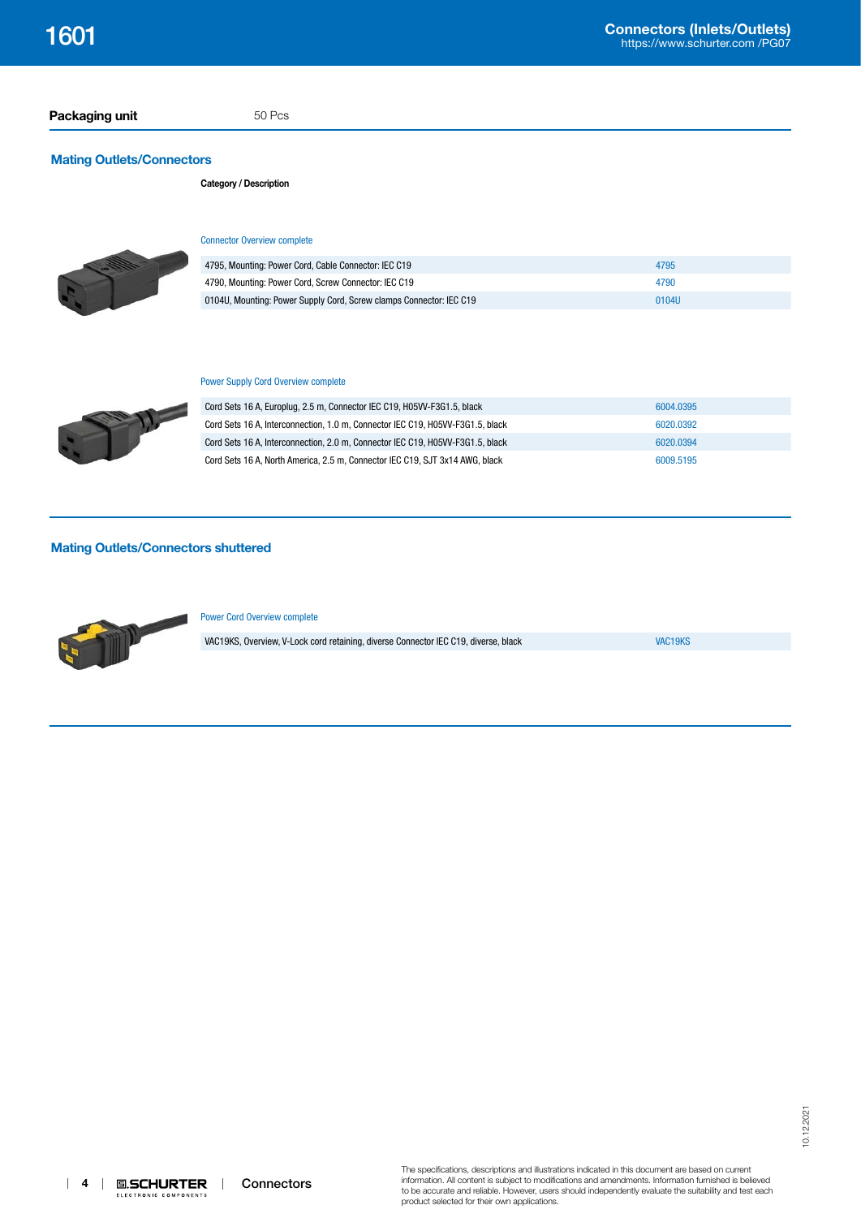| | |
|---|---|
| **Packaging unit** | 50 Pcs |

## Mating Outlets/Connectors

**Category / Description**

Connector Overview complete

| | |
|---|---|
| 4795, Mounting: Power Cord, Cable Connector: IEC C19 | 4795 |
| 4790, Mounting: Power Cord, Screw Connector: IEC C19 | 4790 |
| 0104U, Mounting: Power Supply Cord, Screw clamps Connector: IEC C19 | 0104U |

Power Supply Cord Overview complete

| | |
|---|---|
| Cord Sets 16 A, Europlug, 2.5 m, Connector IEC C19, H05VV-F3G1.5, black | 6004.0395 |
| Cord Sets 16 A, Interconnection, 1.0 m, Connector IEC C19, H05VV-F3G1.5, black | 6020.0392 |
| Cord Sets 16 A, Interconnection, 2.0 m, Connector IEC C19, H05VV-F3G1.5, black | 6020.0394 |
| Cord Sets 16 A, North America, 2.5 m, Connector IEC C19, SJT 3x14 AWG, black | 6009.5195 |

## Mating Outlets/Connectors shuttered

Power Cord Overview complete

| | |
|---|---|
| VAC19KS, Overview, V-Lock cord retaining, diverse Connector IEC C19, diverse, black | VAC19KS |

10.12.2021

The specifications, descriptions and illustrations indicated in this document are based on current information. All content is subject to modifications and amendments. Information furnished is believed to be accurate and reliable. However, users should independently evaluate the suitability and test each product selected for their own applications.